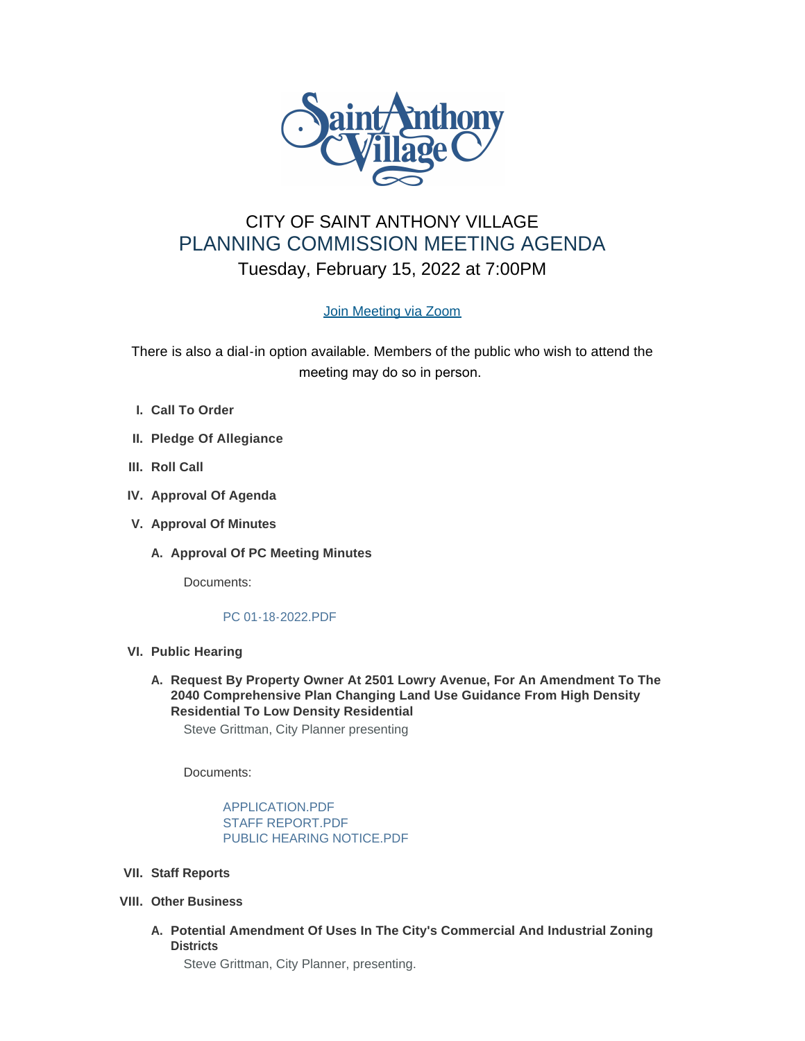# CITY OF SAINT ANTHONY VILLAGE

## PLANNING COMMISSION MEETING AGENDA

### Tuesday, February 15, 2022 at 7:00PM

[Join Meeting via Zoom]

There is also a dial-in option available. Members of the public who wish to attend the meeting may do so in person.

I. **Call To Order**

II. **Pledge Of Allegiance**

III. **Roll Call**

IV. **Approval Of Agenda**

V. **Approval Of Minutes**

   A. **Approval Of PC Meeting Minutes**

      Documents:

      PC 01-18-2022.PDF

VI. **Public Hearing**

   A. **Request By Property Owner At 2501 Lowry Avenue, For An Amendment To The 2040 Comprehensive Plan Changing Land Use Guidance From High Density Residential To Low Density Residential**

      Steve Grittman, City Planner presenting

      Documents:

      APPLICATION.PDF
      STAFF REPORT.PDF
      PUBLIC HEARING NOTICE.PDF

VII. **Staff Reports**

VIII. **Other Business**

   A. **Potential Amendment Of Uses In The City's Commercial And Industrial Zoning Districts**

      Steve Grittman, City Planner, presenting.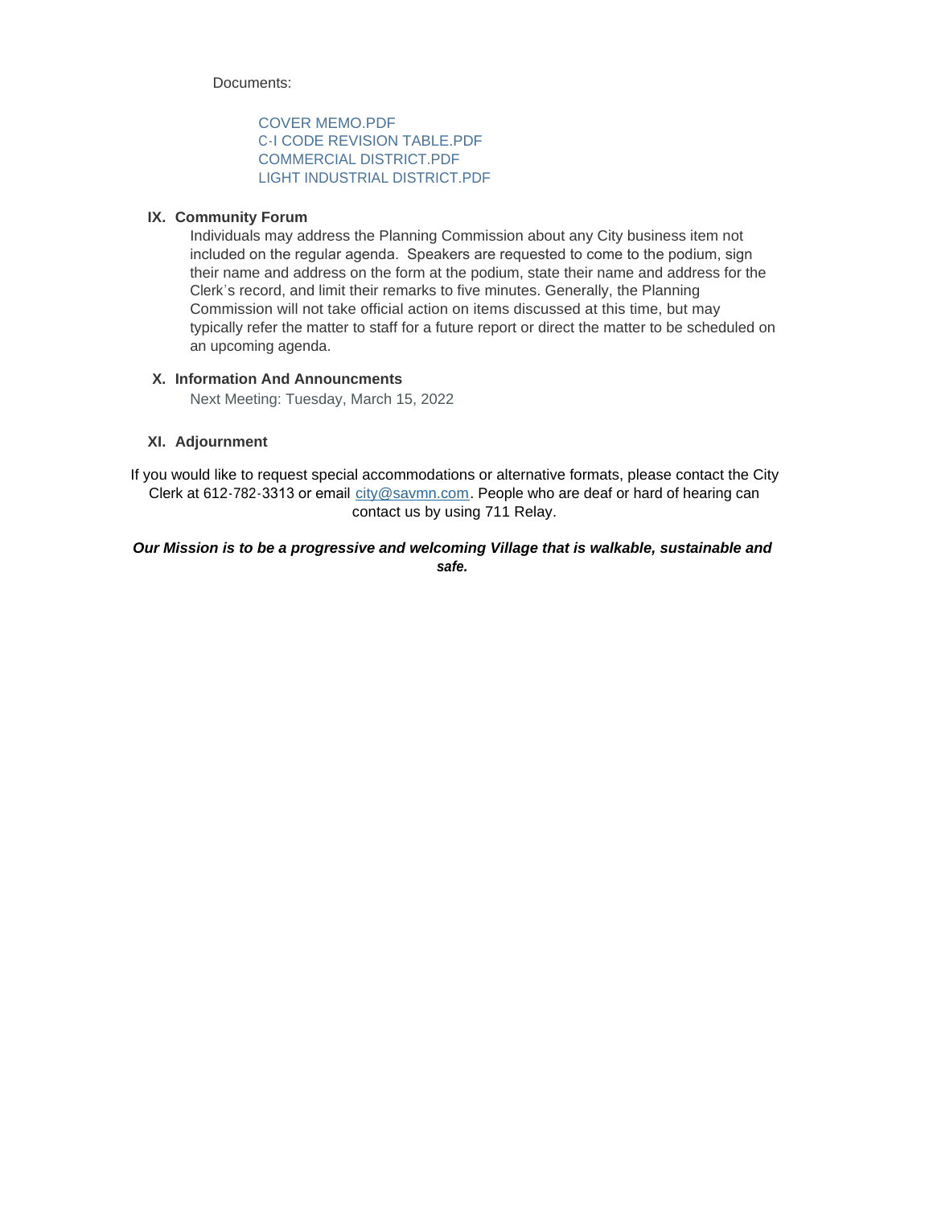Documents:

- COVER MEMO.PDF
- C-I CODE REVISION TABLE.PDF
- COMMERCIAL DISTRICT.PDF
- LIGHT INDUSTRIAL DISTRICT.PDF

**IX. Community Forum**

Individuals may address the Planning Commission about any City business item not included on the regular agenda. Speakers are requested to come to the podium, sign their name and address on the form at the podium, state their name and address for the Clerk's record, and limit their remarks to five minutes. Generally, the Planning Commission will not take official action on items discussed at this time, but may typically refer the matter to staff for a future report or direct the matter to be scheduled on an upcoming agenda.

**X. Information And Announcments**

Next Meeting: Tuesday, March 15, 2022

**XI. Adjournment**

If you would like to request special accommodations or alternative formats, please contact the City Clerk at 612-782-3313 or email city@savmn.com. People who are deaf or hard of hearing can contact us by using 711 Relay.

***Our Mission is to be a progressive and welcoming Village that is walkable, sustainable and safe.***